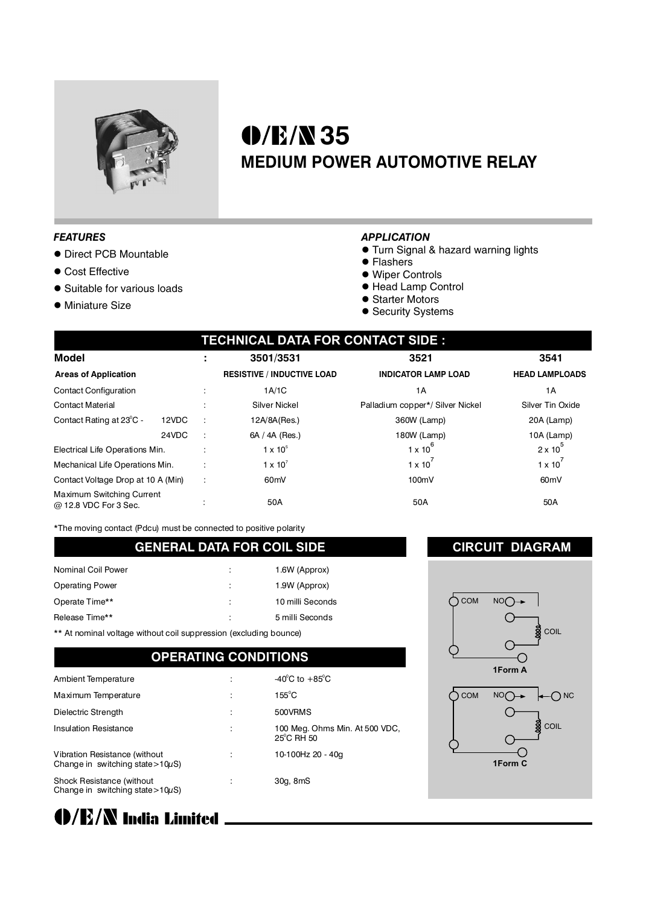# O/E/N 35

## MEDIUM POWER AUTOMOTIVE RELAY

### *FEATURES*

- Direct PCB Mountable
- Cost Effective
- Suitable for various loads
- Miniature Size

### *APPLICATION*

- Turn Signal & hazard warning lights
- Flashers
- Wiper Controls
- Head Lamp Control
- Starter Motors
- Security Systems

## TECHNICAL DATA FOR CONTACT SIDE :

| Model | | : | 3501/3531 | 3521 | 3541 |
|---|---|---|---|---|---|
| **Areas of Application** | | | **RESISTIVE / INDUCTIVE LOAD** | **INDICATOR LAMP LOAD** | **HEAD LAMPLOADS** |
| Contact Configuration | | : | 1A/1C | 1A | 1A |
| Contact Material | | : | Silver Nickel | Palladium copper*/ Silver Nickel | Silver Tin Oxide |
| Contact Rating at 23°C - | 12VDC | : | 12A/8A(Res.) | 360W (Lamp) | 20A (Lamp) |
| | 24VDC | : | 6A / 4A (Res.) | 180W (Lamp) | 10A (Lamp) |
| Electrical Life Operations Min. | | : | $1 \times 10^5$ | $1 \times 10^6$ | $2 \times 10^5$ |
| Mechanical Life Operations Min. | | : | $1 \times 10^7$ | $1 \times 10^7$ | $1 \times 10^7$ |
| Contact Voltage Drop at 10 A (Min) | | : | 60mV | 100mV | 60mV |
| Maximum Switching Current @ 12.8 VDC For 3 Sec. | | : | 50A | 50A | 50A |

*The moving contact (Pdcu) must be connected to positive polarity

## GENERAL DATA FOR COIL SIDE

| | | |
|---|---|---|
| Nominal Coil Power | : | 1.6W (Approx) |
| Operating Power | : | 1.9W (Approx) |
| Operate Time** | : | 10 milli Seconds |
| Release Time** | : | 5 milli Seconds |

** At nominal voltage without coil suppression (excluding bounce)

## OPERATING CONDITIONS

| | | |
|---|---|---|
| Ambient Temperature | : | -40°C to +85°C |
| Maximum Temperature | : | 155°C |
| Dielectric Strength | : | 500VRMS |
| Insulation Resistance | : | 100 Meg. Ohms Min. At 500 VDC, 25°C RH 50 |
| Vibration Resistance (without Change in switching state>10µS) | : | 10-100Hz 20 - 40g |
| Shock Resistance (without Change in switching state>10µS) | : | 30g, 8mS |

## CIRCUIT DIAGRAM

COM NO COIL

1Form A

COM NO NC COIL

1Form C

O/E/N India Limited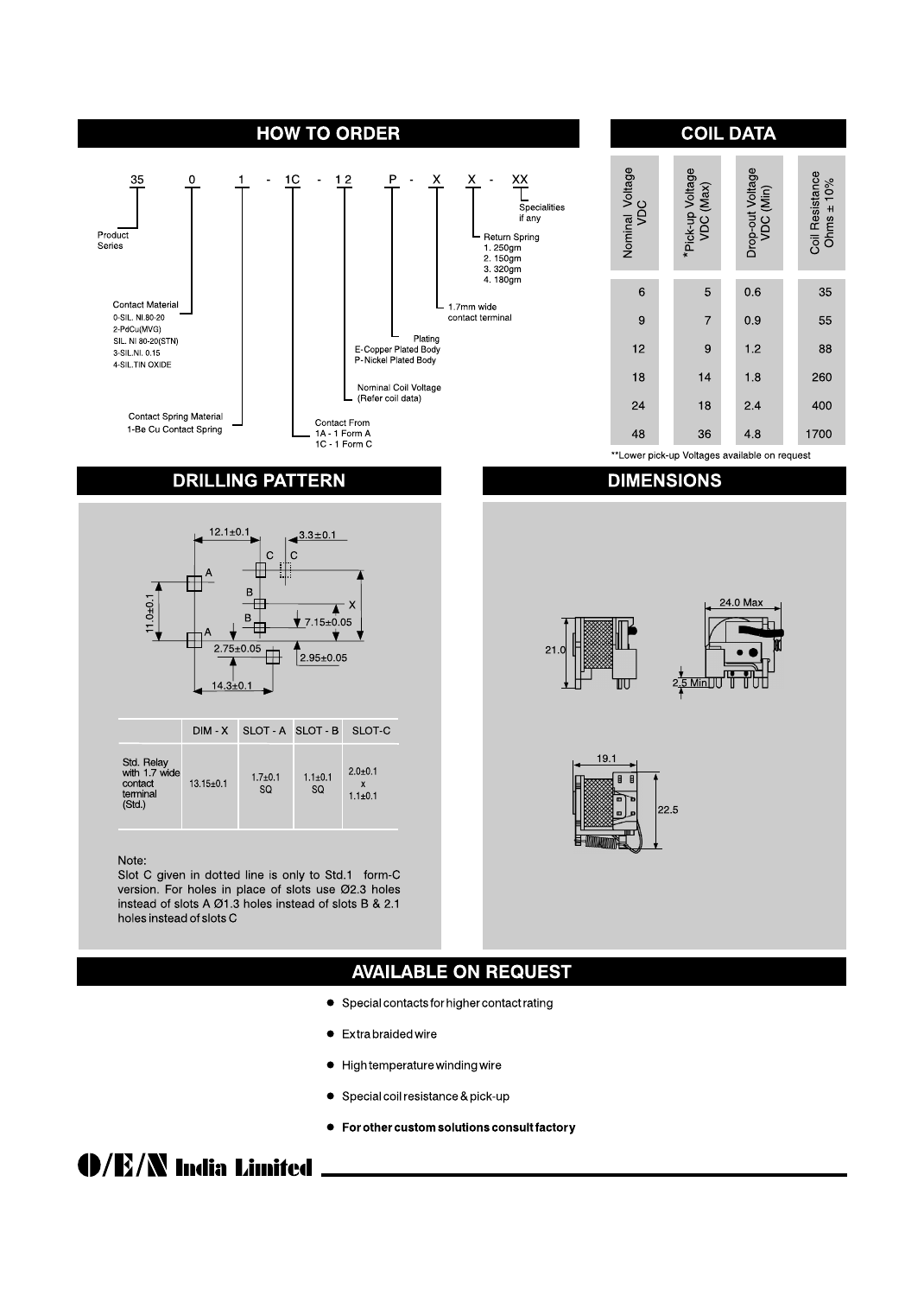## HOW TO ORDER

35 0 1 - 1C - 12 P - X X - XX

- Product Series
- Contact Material
  - 0-SIL. NI.80-20
  - 2-PdCu(MVG)
  - SIL. NI 80-20(STN)
  - 3-SIL.NI. 0.15
  - 4-SIL.TIN OXIDE
- Contact Spring Material
  - 1-Be Cu Contact Spring
- Contact From
  - 1A - 1 Form A
  - 1C - 1 Form C
- Nominal Coil Voltage (Refer coil data)
- Plating
  - E-Copper Plated Body
  - P-Nickel Plated Body
- 1.7mm wide contact terminal
- Return Spring
  1. 250gm
  2. 150gm
  3. 320gm
  4. 180gm
- Specialities if any

## COIL DATA

| Nominal Voltage VDC | *Pick-up Voltage VDC (Max) | Drop-out Voltage VDC (Min) | Coil Resistance Ohms ± 10% |
|---|---|---|---|
| 6 | 5 | 0.6 | 35 |
| 9 | 7 | 0.9 | 55 |
| 12 | 9 | 1.2 | 88 |
| 18 | 14 | 1.8 | 260 |
| 24 | 18 | 2.4 | 400 |
| 48 | 36 | 4.8 | 1700 |

**Lower pick-up Voltages available on request

## DRILLING PATTERN

12.1±0.1
3.3±0.1
C C
A
B
X
B
7.15±0.05
11.0±0.1
A
2.75±0.05
2.95±0.05
14.3±0.1

| | DIM - X | SLOT - A | SLOT - B | SLOT-C |
|---|---|---|---|---|
| Std. Relay with 1.7 wide contact terminal (Std.) | 13.15±0.1 | 1.7±0.1 SQ | 1.1±0.1 SQ | 2.0±0.1 x 1.1±0.1 |

Note:
Slot C given in dotted line is only to Std.1 form-C version. For holes in place of slots use Ø2.3 holes instead of slots A Ø1.3 holes instead of slots B & 2.1 holes instead of slots C

## DIMENSIONS

21.0
24.0 Max
2.5 Min
19.1
22.5

## AVAILABLE ON REQUEST

- Special contacts for higher contact rating
- Extra braided wire
- High temperature winding wire
- Special coil resistance & pick-up
- **For other custom solutions consult factory**

**O/E/N India Limited**